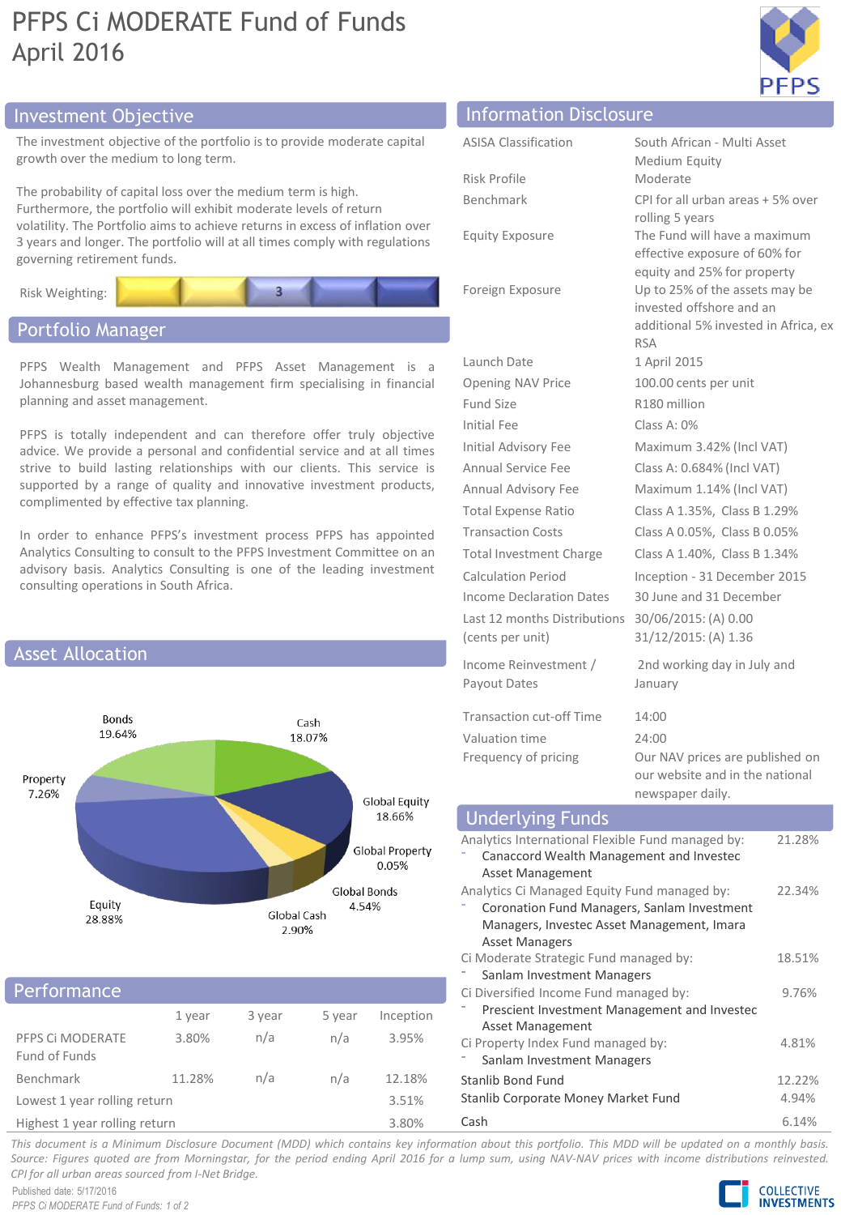# PFPS Ci MODERATE Fund of Funds
April 2016

## Investment Objective

The investment objective of the portfolio is to provide moderate capital growth over the medium to long term.

The probability of capital loss over the medium term is high. Furthermore, the portfolio will exhibit moderate levels of return volatility. The Portfolio aims to achieve returns in excess of inflation over 3 years and longer. The portfolio will at all times comply with regulations governing retirement funds.

Risk Weighting: 3

## Portfolio Manager

PFPS Wealth Management and PFPS Asset Management is a Johannesburg based wealth management firm specialising in financial planning and asset management.

PFPS is totally independent and can therefore offer truly objective advice. We provide a personal and confidential service and at all times strive to build lasting relationships with our clients. This service is supported by a range of quality and innovative investment products, complimented by effective tax planning.

In order to enhance PFPS's investment process PFPS has appointed Analytics Consulting to consult to the PFPS Investment Committee on an advisory basis. Analytics Consulting is one of the leading investment consulting operations in South Africa.

## Asset Allocation

| Asset | Allocation |
|---|---|
| Bonds | 19.64% |
| Cash | 18.07% |
| Property | 7.26% |
| Global Equity | 18.66% |
| Global Property | 0.05% |
| Global Bonds | 4.54% |
| Global Cash | 2.90% |
| Equity | 28.88% |

## Performance

| | 1 year | 3 year | 5 year | Inception |
|---|---|---|---|---|
| PFPS Ci MODERATE Fund of Funds | 3.80% | n/a | n/a | 3.95% |
| Benchmark | 11.28% | n/a | n/a | 12.18% |
| Lowest 1 year rolling return | | | | 3.51% |
| Highest 1 year rolling return | | | | 3.80% |

## Information Disclosure

| | |
|---|---|
| ASISA Classification | South African - Multi Asset Medium Equity |
| Risk Profile | Moderate |
| Benchmark | CPI for all urban areas + 5% over rolling 5 years |
| Equity Exposure | The Fund will have a maximum effective exposure of 60% for equity and 25% for property |
| Foreign Exposure | Up to 25% of the assets may be invested offshore and an additional 5% invested in Africa, ex RSA |
| Launch Date | 1 April 2015 |
| Opening NAV Price | 100.00 cents per unit |
| Fund Size | R180 million |
| Initial Fee | Class A: 0% |
| Initial Advisory Fee | Maximum 3.42% (Incl VAT) |
| Annual Service Fee | Class A: 0.684% (Incl VAT) |
| Annual Advisory Fee | Maximum 1.14% (Incl VAT) |
| Total Expense Ratio | Class A 1.35%, Class B 1.29% |
| Transaction Costs | Class A 0.05%, Class B 0.05% |
| Total Investment Charge | Class A 1.40%, Class B 1.34% |
| Calculation Period | Inception - 31 December 2015 |
| Income Declaration Dates | 30 June and 31 December |
| Last 12 months Distributions (cents per unit) | 30/06/2015: (A) 0.00<br>31/12/2015: (A) 1.36 |
| Income Reinvestment / Payout Dates | 2nd working day in July and January |
| Transaction cut-off Time | 14:00 |
| Valuation time | 24:00 |
| Frequency of pricing | Our NAV prices are published on our website and in the national newspaper daily. |

## Underlying Funds

| Fund | Weight |
|---|---|
| Analytics International Flexible Fund managed by:<br>- Canaccord Wealth Management and Investec Asset Management | 21.28% |
| Analytics Ci Managed Equity Fund managed by:<br>- Coronation Fund Managers, Sanlam Investment Managers, Investec Asset Management, Imara Asset Managers | 22.34% |
| Ci Moderate Strategic Fund managed by:<br>- Sanlam Investment Managers | 18.51% |
| Ci Diversified Income Fund managed by:<br>- Prescient Investment Management and Investec Asset Management | 9.76% |
| Ci Property Index Fund managed by:<br>- Sanlam Investment Managers | 4.81% |
| Stanlib Bond Fund | 12.22% |
| Stanlib Corporate Money Market Fund | 4.94% |
| Cash | 6.14% |

*This document is a Minimum Disclosure Document (MDD) which contains key information about this portfolio. This MDD will be updated on a monthly basis. Source: Figures quoted are from Morningstar, for the period ending April 2016 for a lump sum, using NAV-NAV prices with income distributions reinvested. CPI for all urban areas sourced from I-Net Bridge.*

Published date: 5/17/2016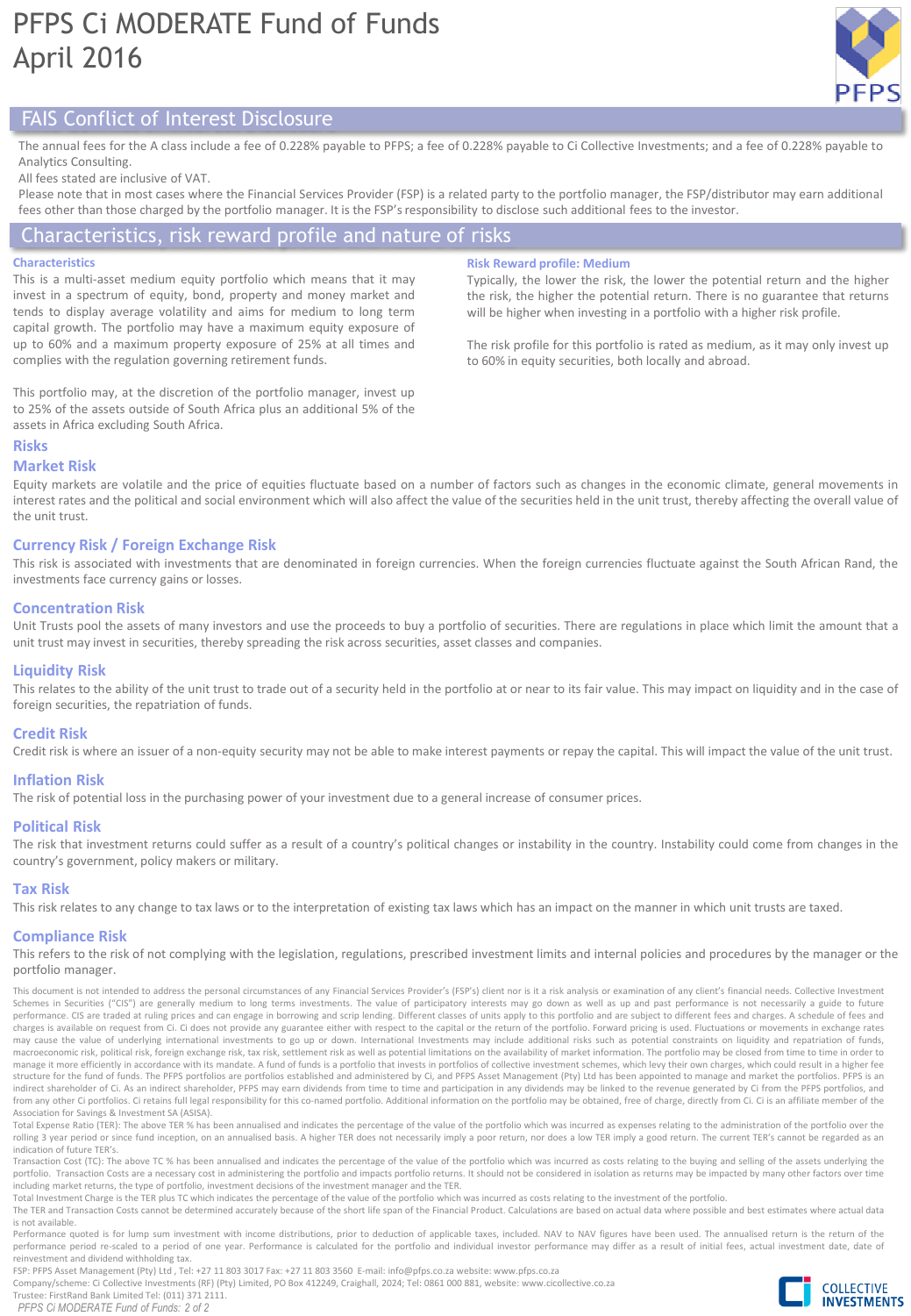# PFPS Ci MODERATE Fund of Funds
# April 2016

## FAIS Conflict of Interest Disclosure

The annual fees for the A class include a fee of 0.228% payable to PFPS; a fee of 0.228% payable to Ci Collective Investments; and a fee of 0.228% payable to Analytics Consulting.

All fees stated are inclusive of VAT.

Please note that in most cases where the Financial Services Provider (FSP) is a related party to the portfolio manager, the FSP/distributor may earn additional fees other than those charged by the portfolio manager. It is the FSP's responsibility to disclose such additional fees to the investor.

## Characteristics, risk reward profile and nature of risks

### Characteristics

This is a multi-asset medium equity portfolio which means that it may invest in a spectrum of equity, bond, property and money market and tends to display average volatility and aims for medium to long term capital growth. The portfolio may have a maximum equity exposure of up to 60% and a maximum property exposure of 25% at all times and complies with the regulation governing retirement funds.

This portfolio may, at the discretion of the portfolio manager, invest up to 25% of the assets outside of South Africa plus an additional 5% of the assets in Africa excluding South Africa.

### Risk Reward profile: Medium

Typically, the lower the risk, the lower the potential return and the higher the risk, the higher the potential return. There is no guarantee that returns will be higher when investing in a portfolio with a higher risk profile.

The risk profile for this portfolio is rated as medium, as it may only invest up to 60% in equity securities, both locally and abroad.

### Risks

#### Market Risk

Equity markets are volatile and the price of equities fluctuate based on a number of factors such as changes in the economic climate, general movements in interest rates and the political and social environment which will also affect the value of the securities held in the unit trust, thereby affecting the overall value of the unit trust.

#### Currency Risk / Foreign Exchange Risk

This risk is associated with investments that are denominated in foreign currencies. When the foreign currencies fluctuate against the South African Rand, the investments face currency gains or losses.

#### Concentration Risk

Unit Trusts pool the assets of many investors and use the proceeds to buy a portfolio of securities. There are regulations in place which limit the amount that a unit trust may invest in securities, thereby spreading the risk across securities, asset classes and companies.

#### Liquidity Risk

This relates to the ability of the unit trust to trade out of a security held in the portfolio at or near to its fair value. This may impact on liquidity and in the case of foreign securities, the repatriation of funds.

#### Credit Risk

Credit risk is where an issuer of a non-equity security may not be able to make interest payments or repay the capital. This will impact the value of the unit trust.

#### Inflation Risk

The risk of potential loss in the purchasing power of your investment due to a general increase of consumer prices.

#### Political Risk

The risk that investment returns could suffer as a result of a country's political changes or instability in the country. Instability could come from changes in the country's government, policy makers or military.

#### Tax Risk

This risk relates to any change to tax laws or to the interpretation of existing tax laws which has an impact on the manner in which unit trusts are taxed.

#### Compliance Risk

This refers to the risk of not complying with the legislation, regulations, prescribed investment limits and internal policies and procedures by the manager or the portfolio manager.

This document is not intended to address the personal circumstances of any Financial Services Provider's (FSP's) client nor is it a risk analysis or examination of any client's financial needs. Collective Investment Schemes in Securities ("CIS") are generally medium to long terms investments. The value of participatory interests may go down as well as up and past performance is not necessarily a guide to future performance. CIS are traded at ruling prices and can engage in borrowing and scrip lending. Different classes of units apply to this portfolio and are subject to different fees and charges. A schedule of fees and charges is available on request from Ci. Ci does not provide any guarantee either with respect to the capital or the return of the portfolio. Forward pricing is used. Fluctuations or movements in exchange rates may cause the value of underlying international investments to go up or down. International Investments may include additional risks such as potential constraints on liquidity and repatriation of funds, macroeconomic risk, political risk, foreign exchange risk, tax risk, settlement risk as well as potential limitations on the availability of market information. The portfolio may be closed from time to time in order to manage it more efficiently in accordance with its mandate. A fund of funds is a portfolio that invests in portfolios of collective investment schemes, which levy their own charges, which could result in a higher fee structure for the fund of funds. The PFPS portfolios are portfolios established and administered by Ci, and PFPS Asset Management (Pty) Ltd has been appointed to manage and market the portfolios. PFPS is an indirect shareholder of Ci. As an indirect shareholder, PFPS may earn dividends from time to time and participation in any dividends may be linked to the revenue generated by Ci from the PFPS portfolios, and from any other Ci portfolios. Ci retains full legal responsibility for this co-named portfolio. Additional information on the portfolio may be obtained, free of charge, directly from Ci. Ci is an affiliate member of the Association for Savings & Investment SA (ASISA).

Total Expense Ratio (TER): The above TER % has been annualised and indicates the percentage of the value of the portfolio which was incurred as expenses relating to the administration of the portfolio over the rolling 3 year period or since fund inception, on an annualised basis. A higher TER does not necessarily imply a poor return, nor does a low TER imply a good return. The current TER's cannot be regarded as an indication of future TER's.

Transaction Cost (TC): The above TC % has been annualised and indicates the percentage of the value of the portfolio which was incurred as costs relating to the buying and selling of the assets underlying the portfolio. Transaction Costs are a necessary cost in administering the portfolio and impacts portfolio returns. It should not be considered in isolation as returns may be impacted by many other factors over time including market returns, the type of portfolio, investment decisions of the investment manager and the TER.

Total Investment Charge is the TER plus TC which indicates the percentage of the value of the portfolio which was incurred as costs relating to the investment of the portfolio.

The TER and Transaction Costs cannot be determined accurately because of the short life span of the Financial Product. Calculations are based on actual data where possible and best estimates where actual data is not available.

Performance quoted is for lump sum investment with income distributions, prior to deduction of applicable taxes, included. NAV to NAV figures have been used. The annualised return is the return of the performance period re-scaled to a period of one year. Performance is calculated for the portfolio and individual investor performance may differ as a result of initial fees, actual investment date, date of reinvestment and dividend withholding tax.

FSP: PFPS Asset Management (Pty) Ltd , Tel: +27 11 803 3017 Fax: +27 11 803 3560 E-mail: info@pfps.co.za website: www.pfps.co.za

Company/scheme: Ci Collective Investments (RF) (Pty) Limited, PO Box 412249, Craighall, 2024; Tel: 0861 000 881, website: www.cicollective.co.za

Trustee: FirstRand Bank Limited Tel: (011) 371 2111.